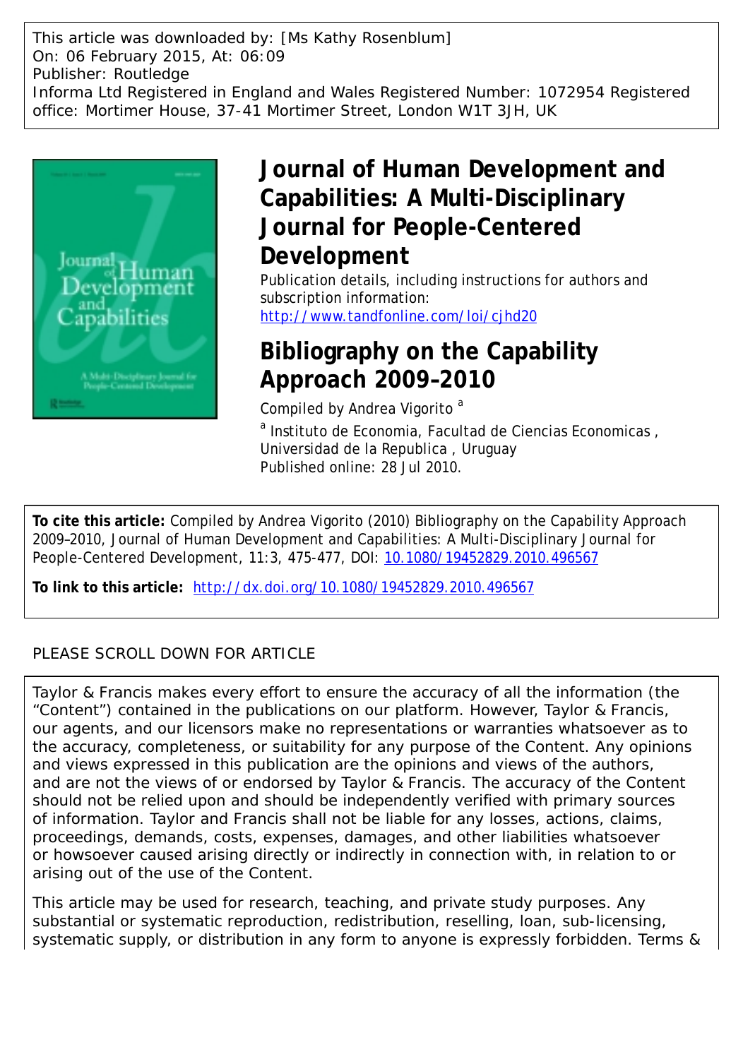This article was downloaded by: [Ms Kathy Rosenblum]
On: 06 February 2015, At: 06:09
Publisher: Routledge
Informa Ltd Registered in England and Wales Registered Number: 1072954 Registered office: Mortimer House, 37-41 Mortimer Street, London W1T 3JH, UK

# Journal of Human Development and Capabilities: A Multi-Disciplinary Journal for People-Centered Development

Publication details, including instructions for authors and subscription information:
http://www.tandfonline.com/loi/cjhd20

# Bibliography on the Capability Approach 2009–2010

Compiled by Andrea Vigorito [a]

[a] Instituto de Economia, Facultad de Ciencias Economicas , Universidad de la Republica , Uruguay

Published online: 28 Jul 2010.

**To cite this article:** Compiled by Andrea Vigorito (2010) Bibliography on the Capability Approach 2009–2010, Journal of Human Development and Capabilities: A Multi-Disciplinary Journal for People-Centered Development, 11:3, 475-477, DOI: 10.1080/19452829.2010.496567

**To link to this article:** http://dx.doi.org/10.1080/19452829.2010.496567

PLEASE SCROLL DOWN FOR ARTICLE

Taylor & Francis makes every effort to ensure the accuracy of all the information (the "Content") contained in the publications on our platform. However, Taylor & Francis, our agents, and our licensors make no representations or warranties whatsoever as to the accuracy, completeness, or suitability for any purpose of the Content. Any opinions and views expressed in this publication are the opinions and views of the authors, and are not the views of or endorsed by Taylor & Francis. The accuracy of the Content should not be relied upon and should be independently verified with primary sources of information. Taylor and Francis shall not be liable for any losses, actions, claims, proceedings, demands, costs, expenses, damages, and other liabilities whatsoever or howsoever caused arising directly or indirectly in connection with, in relation to or arising out of the use of the Content.

This article may be used for research, teaching, and private study purposes. Any substantial or systematic reproduction, redistribution, reselling, loan, sub-licensing, systematic supply, or distribution in any form to anyone is expressly forbidden. Terms &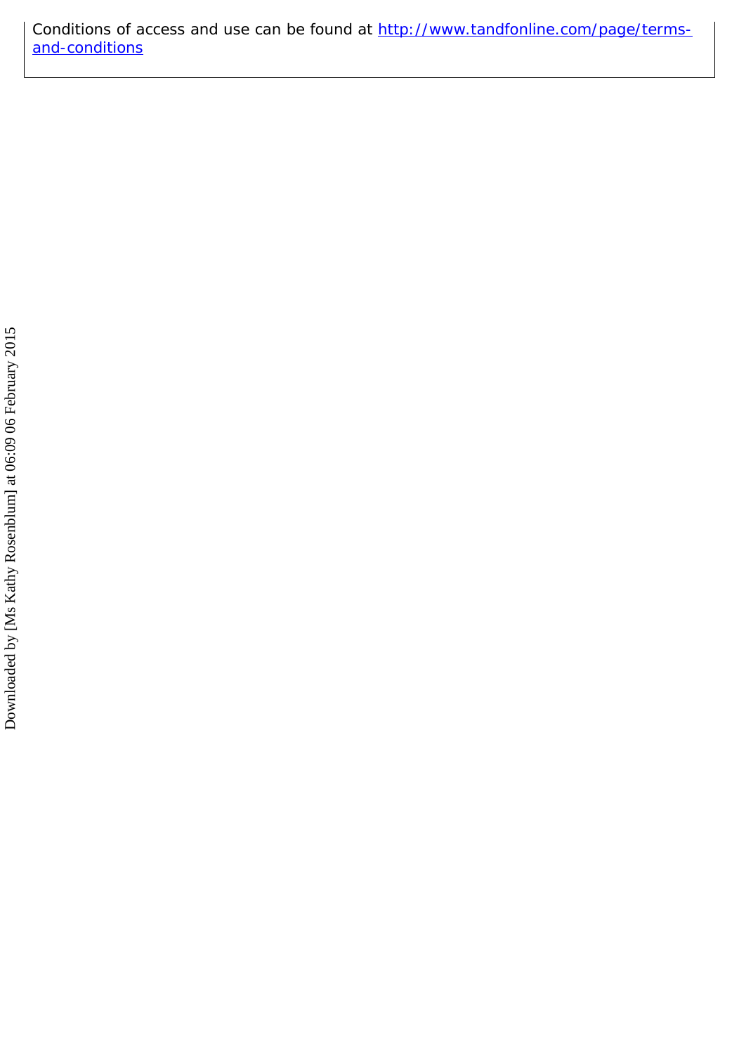Conditions of access and use can be found at http://www.tandfonline.com/page/terms-and-conditions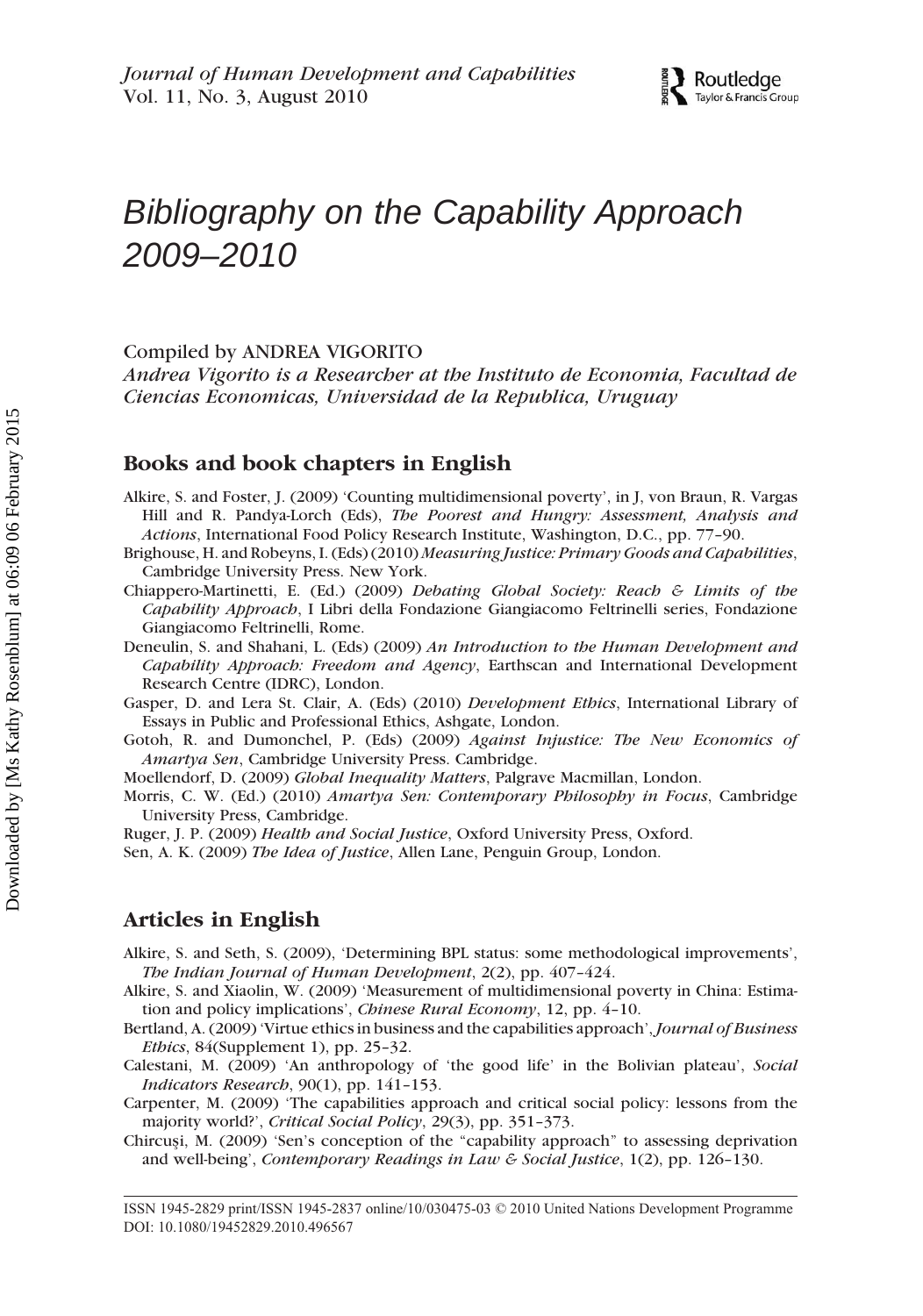*Journal of Human Development and Capabilities*
Vol. 11, No. 3, August 2010

# Bibliography on the Capability Approach 2009–2010

Compiled by ANDREA VIGORITO
*Andrea Vigorito is a Researcher at the Instituto de Economia, Facultad de Ciencias Economicas, Universidad de la Republica, Uruguay*

## Books and book chapters in English

Alkire, S. and Foster, J. (2009) 'Counting multidimensional poverty', in J, von Braun, R. Vargas Hill and R. Pandya-Lorch (Eds), *The Poorest and Hungry: Assessment, Analysis and Actions*, International Food Policy Research Institute, Washington, D.C., pp. 77–90.

Brighouse, H. and Robeyns, I. (Eds) (2010) *Measuring Justice: Primary Goods and Capabilities*, Cambridge University Press. New York.

Chiappero-Martinetti, E. (Ed.) (2009) *Debating Global Society: Reach & Limits of the Capability Approach*, I Libri della Fondazione Giangiacomo Feltrinelli series, Fondazione Giangiacomo Feltrinelli, Rome.

Deneulin, S. and Shahani, L. (Eds) (2009) *An Introduction to the Human Development and Capability Approach: Freedom and Agency*, Earthscan and International Development Research Centre (IDRC), London.

Gasper, D. and Lera St. Clair, A. (Eds) (2010) *Development Ethics*, International Library of Essays in Public and Professional Ethics, Ashgate, London.

Gotoh, R. and Dumonchel, P. (Eds) (2009) *Against Injustice: The New Economics of Amartya Sen*, Cambridge University Press. Cambridge.

Moellendorf, D. (2009) *Global Inequality Matters*, Palgrave Macmillan, London.

Morris, C. W. (Ed.) (2010) *Amartya Sen: Contemporary Philosophy in Focus*, Cambridge University Press, Cambridge.

Ruger, J. P. (2009) *Health and Social Justice*, Oxford University Press, Oxford.

Sen, A. K. (2009) *The Idea of Justice*, Allen Lane, Penguin Group, London.

## Articles in English

Alkire, S. and Seth, S. (2009), 'Determining BPL status: some methodological improvements', *The Indian Journal of Human Development*, 2(2), pp. 407–424.

Alkire, S. and Xiaolin, W. (2009) 'Measurement of multidimensional poverty in China: Estimation and policy implications', *Chinese Rural Economy*, 12, pp. 4–10.

Bertland, A. (2009) 'Virtue ethics in business and the capabilities approach', *Journal of Business Ethics*, 84(Supplement 1), pp. 25–32.

Calestani, M. (2009) 'An anthropology of 'the good life' in the Bolivian plateau', *Social Indicators Research*, 90(1), pp. 141–153.

Carpenter, M. (2009) 'The capabilities approach and critical social policy: lessons from the majority world?', *Critical Social Policy*, 29(3), pp. 351–373.

Chircuşi, M. (2009) 'Sen's conception of the "capability approach" to assessing deprivation and well-being', *Contemporary Readings in Law & Social Justice*, 1(2), pp. 126–130.

ISSN 1945-2829 print/ISSN 1945-2837 online/10/030475-03 © 2010 United Nations Development Programme
DOI: 10.1080/19452829.2010.496567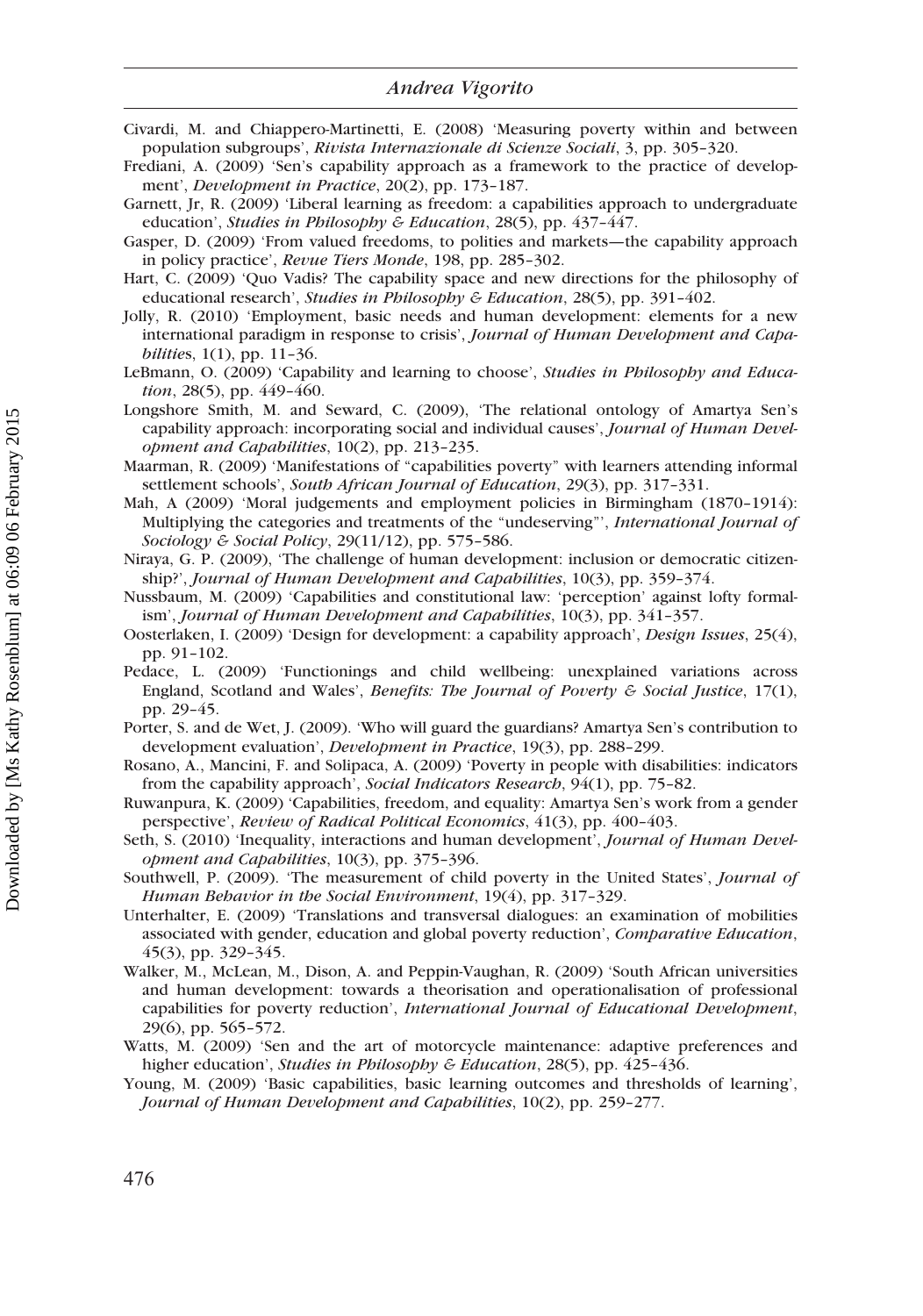Civardi, M. and Chiappero-Martinetti, E. (2008) 'Measuring poverty within and between population subgroups', *Rivista Internazionale di Scienze Sociali*, 3, pp. 305–320.

Frediani, A. (2009) 'Sen's capability approach as a framework to the practice of development', *Development in Practice*, 20(2), pp. 173–187.

Garnett, Jr, R. (2009) 'Liberal learning as freedom: a capabilities approach to undergraduate education', *Studies in Philosophy & Education*, 28(5), pp. 437–447.

Gasper, D. (2009) 'From valued freedoms, to polities and markets—the capability approach in policy practice', *Revue Tiers Monde*, 198, pp. 285–302.

Hart, C. (2009) 'Quo Vadis? The capability space and new directions for the philosophy of educational research', *Studies in Philosophy & Education*, 28(5), pp. 391–402.

Jolly, R. (2010) 'Employment, basic needs and human development: elements for a new international paradigm in response to crisis', *Journal of Human Development and Capabilities*, 1(1), pp. 11–36.

LeBmann, O. (2009) 'Capability and learning to choose', *Studies in Philosophy and Education*, 28(5), pp. 449–460.

Longshore Smith, M. and Seward, C. (2009), 'The relational ontology of Amartya Sen's capability approach: incorporating social and individual causes', *Journal of Human Development and Capabilities*, 10(2), pp. 213–235.

Maarman, R. (2009) 'Manifestations of "capabilities poverty" with learners attending informal settlement schools', *South African Journal of Education*, 29(3), pp. 317–331.

Mah, A (2009) 'Moral judgements and employment policies in Birmingham (1870–1914): Multiplying the categories and treatments of the "undeserving"', *International Journal of Sociology & Social Policy*, 29(11/12), pp. 575–586.

Niraya, G. P. (2009), 'The challenge of human development: inclusion or democratic citizenship?', *Journal of Human Development and Capabilities*, 10(3), pp. 359–374.

Nussbaum, M. (2009) 'Capabilities and constitutional law: 'perception' against lofty formalism', *Journal of Human Development and Capabilities*, 10(3), pp. 341–357.

Oosterlaken, I. (2009) 'Design for development: a capability approach', *Design Issues*, 25(4), pp. 91–102.

Pedace, L. (2009) 'Functionings and child wellbeing: unexplained variations across England, Scotland and Wales', *Benefits: The Journal of Poverty & Social Justice*, 17(1), pp. 29–45.

Porter, S. and de Wet, J. (2009). 'Who will guard the guardians? Amartya Sen's contribution to development evaluation', *Development in Practice*, 19(3), pp. 288–299.

Rosano, A., Mancini, F. and Solipaca, A. (2009) 'Poverty in people with disabilities: indicators from the capability approach', *Social Indicators Research*, 94(1), pp. 75–82.

Ruwanpura, K. (2009) 'Capabilities, freedom, and equality: Amartya Sen's work from a gender perspective', *Review of Radical Political Economics*, 41(3), pp. 400–403.

Seth, S. (2010) 'Inequality, interactions and human development', *Journal of Human Development and Capabilities*, 10(3), pp. 375–396.

Southwell, P. (2009). 'The measurement of child poverty in the United States', *Journal of Human Behavior in the Social Environment*, 19(4), pp. 317–329.

Unterhalter, E. (2009) 'Translations and transversal dialogues: an examination of mobilities associated with gender, education and global poverty reduction', *Comparative Education*, 45(3), pp. 329–345.

Walker, M., McLean, M., Dison, A. and Peppin-Vaughan, R. (2009) 'South African universities and human development: towards a theorisation and operationalisation of professional capabilities for poverty reduction', *International Journal of Educational Development*, 29(6), pp. 565–572.

Watts, M. (2009) 'Sen and the art of motorcycle maintenance: adaptive preferences and higher education', *Studies in Philosophy & Education*, 28(5), pp. 425–436.

Young, M. (2009) 'Basic capabilities, basic learning outcomes and thresholds of learning', *Journal of Human Development and Capabilities*, 10(2), pp. 259–277.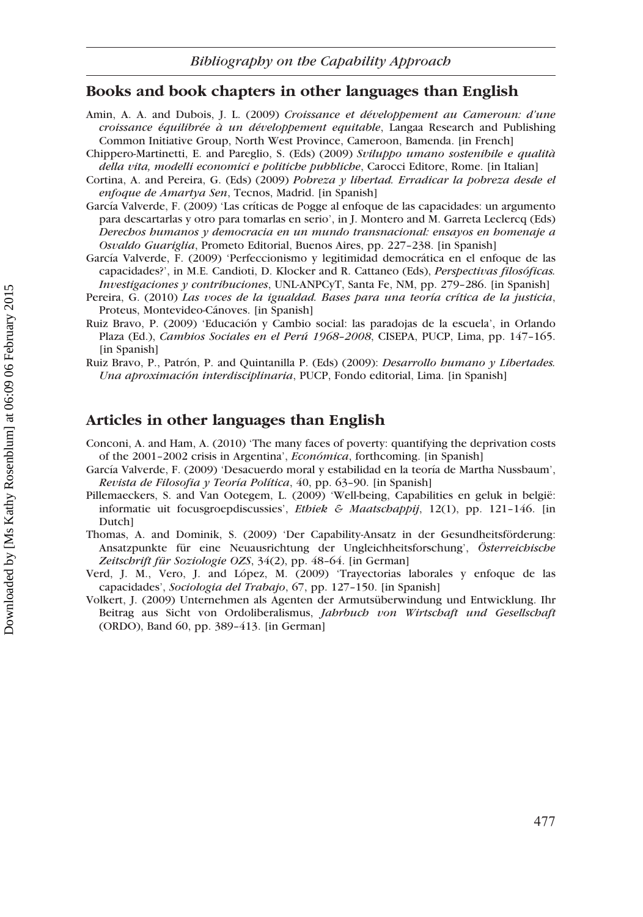## Books and book chapters in other languages than English

Amin, A. A. and Dubois, J. L. (2009) *Croissance et développement au Cameroun: d'une croissance équilibrée à un développement equitable*, Langaa Research and Publishing Common Initiative Group, North West Province, Cameroon, Bamenda. [in French]

Chippero-Martinetti, E. and Pareglio, S. (Eds) (2009) *Sviluppo umano sostenibile e qualità della vita, modelli economici e politiche pubbliche*, Carocci Editore, Rome. [in Italian]

Cortina, A. and Pereira, G. (Eds) (2009) *Pobreza y libertad. Erradicar la pobreza desde el enfoque de Amartya Sen*, Tecnos, Madrid. [in Spanish]

García Valverde, F. (2009) 'Las críticas de Pogge al enfoque de las capacidades: un argumento para descartarlas y otro para tomarlas en serio', in J. Montero and M. Garreta Leclercq (Eds) *Derechos humanos y democracia en un mundo transnacional: ensayos en homenaje a Osvaldo Guariglia*, Prometo Editorial, Buenos Aires, pp. 227–238. [in Spanish]

García Valverde, F. (2009) 'Perfeccionismo y legitimidad democrática en el enfoque de las capacidades?', in M.E. Candioti, D. Klocker and R. Cattaneo (Eds), *Perspectivas filosóficas. Investigaciones y contribuciones*, UNL-ANPCyT, Santa Fe, NM, pp. 279–286. [in Spanish]

Pereira, G. (2010) *Las voces de la igualdad. Bases para una teoría crítica de la justicia*, Proteus, Montevideo-Cánoves. [in Spanish]

Ruiz Bravo, P. (2009) 'Educación y Cambio social: las paradojas de la escuela', in Orlando Plaza (Ed.), *Cambios Sociales en el Perú 1968–2008*, CISEPA, PUCP, Lima, pp. 147–165. [in Spanish]

Ruiz Bravo, P., Patrón, P. and Quintanilla P. (Eds) (2009): *Desarrollo humano y Libertades. Una aproximación interdisciplinaria*, PUCP, Fondo editorial, Lima. [in Spanish]

## Articles in other languages than English

Conconi, A. and Ham, A. (2010) 'The many faces of poverty: quantifying the deprivation costs of the 2001–2002 crisis in Argentina', *Económica*, forthcoming. [in Spanish]

García Valverde, F. (2009) 'Desacuerdo moral y estabilidad en la teoría de Martha Nussbaum', *Revista de Filosofia y Teoría Política*, 40, pp. 63–90. [in Spanish]

Pillemaeckers, S. and Van Ootegem, L. (2009) 'Well-being, Capabilities en geluk in belgië: informatie uit focusgroepdiscussies', *Ethiek & Maatschappij*, 12(1), pp. 121–146. [in Dutch]

Thomas, A. and Dominik, S. (2009) 'Der Capability-Ansatz in der Gesundheitsförderung: Ansatzpunkte für eine Neuausrichtung der Ungleichheitsforschung', *Österreichische Zeitschrift für Soziologie OZS*, 34(2), pp. 48–64. [in German]

Verd, J. M., Vero, J. and López, M. (2009) 'Trayectorias laborales y enfoque de las capacidades', *Sociologia del Trabajo*, 67, pp. 127–150. [in Spanish]

Volkert, J. (2009) Unternehmen als Agenten der Armutsüberwindung und Entwicklung. Ihr Beitrag aus Sicht von Ordoliberalismus, *Jahrbuch von Wirtschaft und Gesellschaft* (ORDO), Band 60, pp. 389–413. [in German]